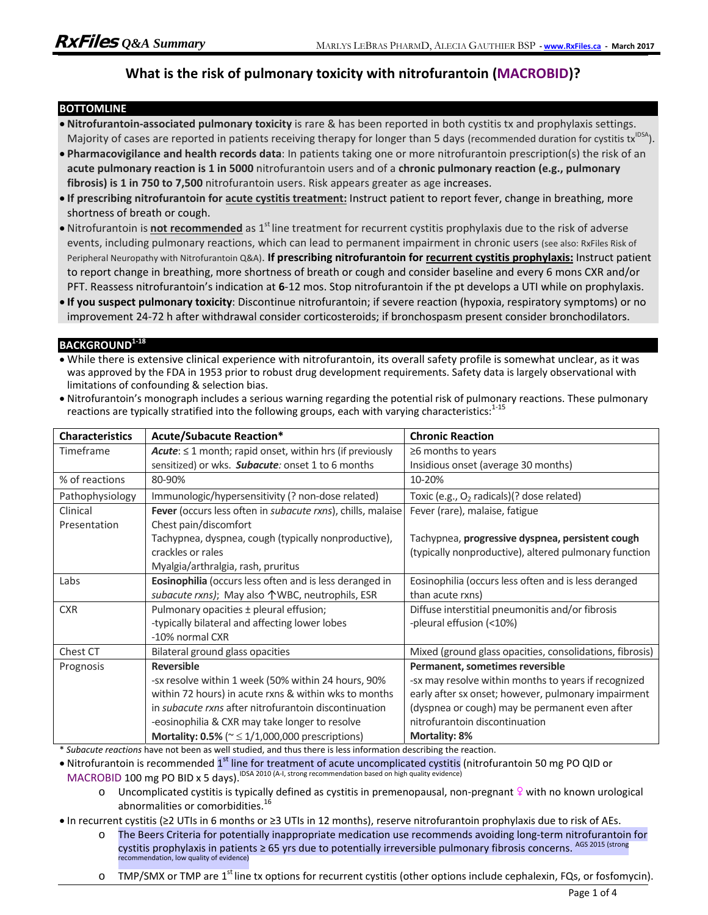# What is the risk of pulmonary toxicity with nitrofurantoin (MACROBID)?

## BOTTOMLINE

- **Nitrofurantoin-associated pulmonary toxicity** is rare & has been reported in both cystitis tx and prophylaxis settings. Majority of cases are reported in patients receiving therapy for longer than 5 days (recommended duration for cystitis tx[IDSA]).
- **Pharmacovigilance and health records data**: In patients taking one or more nitrofurantoin prescription(s) the risk of an **acute pulmonary reaction is 1 in 5000** nitrofurantoin users and of a **chronic pulmonary reaction (e.g., pulmonary fibrosis) is 1 in 750 to 7,500** nitrofurantoin users. Risk appears greater as age increases.
- **If prescribing nitrofurantoin for acute cystitis treatment:** Instruct patient to report fever, change in breathing, more shortness of breath or cough.
- Nitrofurantoin is **not recommended** as 1st line treatment for recurrent cystitis prophylaxis due to the risk of adverse events, including pulmonary reactions, which can lead to permanent impairment in chronic users (see also: RxFiles Risk of Peripheral Neuropathy with Nitrofurantoin Q&A). **If prescribing nitrofurantoin for recurrent cystitis prophylaxis:** Instruct patient to report change in breathing, more shortness of breath or cough and consider baseline and every 6 mons CXR and/or PFT. Reassess nitrofurantoin's indication at **6**-12 mos. Stop nitrofurantoin if the pt develops a UTI while on prophylaxis.
- **If you suspect pulmonary toxicity**: Discontinue nitrofurantoin; if severe reaction (hypoxia, respiratory symptoms) or no improvement 24-72 h after withdrawal consider corticosteroids; if bronchospasm present consider bronchodilators.

## BACKGROUND[1-18]

- While there is extensive clinical experience with nitrofurantoin, its overall safety profile is somewhat unclear, as it was was approved by the FDA in 1953 prior to robust drug development requirements. Safety data is largely observational with limitations of confounding & selection bias.
- Nitrofurantoin's monograph includes a serious warning regarding the potential risk of pulmonary reactions. These pulmonary reactions are typically stratified into the following groups, each with varying characteristics:[1-15]

| Characteristics | Acute/Subacute Reaction* | Chronic Reaction |
|---|---|---|
| Timeframe | ***Acute***: ≤ 1 month; rapid onset, within hrs (if previously sensitized) or wks. ***Subacute:*** onset 1 to 6 months | ≥6 months to years<br>Insidious onset (average 30 months) |
| % of reactions | 80-90% | 10-20% |
| Pathophysiology | Immunologic/hypersensitivity (? non-dose related) | Toxic (e.g., $O_2$ radicals)(? dose related) |
| Clinical Presentation | **Fever** (occurs less often in *subacute rxns*), chills, malaise<br>Chest pain/discomfort<br>Tachypnea, dyspnea, cough (typically nonproductive), crackles or rales<br>Myalgia/arthralgia, rash, pruritus | Fever (rare), malaise, fatigue<br><br>Tachypnea, **progressive dyspnea, persistent cough** (typically nonproductive), altered pulmonary function |
| Labs | **Eosinophilia** (occurs less often and is less deranged in *subacute rxns);* May also ↑WBC, neutrophils, ESR | Eosinophilia (occurs less often and is less deranged than acute rxns) |
| CXR | Pulmonary opacities ± pleural effusion;<br>-typically bilateral and affecting lower lobes<br>-10% normal CXR | Diffuse interstitial pneumonitis and/or fibrosis<br>-pleural effusion (<10%) |
| Chest CT | Bilateral ground glass opacities | Mixed (ground glass opacities, consolidations, fibrosis) |
| Prognosis | **Reversible**<br>-sx resolve within 1 week (50% within 24 hours, 90% within 72 hours) in acute rxns & within wks to months in *subacute rxns* after nitrofurantoin discontinuation<br>-eosinophilia & CXR may take longer to resolve<br>**Mortality: 0.5%** (~ ≤ 1/1,000,000 prescriptions) | **Permanent, sometimes reversible**<br>-sx may resolve within months to years if recognized early after sx onset; however, pulmonary impairment (dyspnea or cough) may be permanent even after nitrofurantoin discontinuation<br>**Mortality: 8%** |

\* *Subacute reactions* have not been as well studied, and thus there is less information describing the reaction.

- Nitrofurantoin is recommended 1st line for treatment of acute uncomplicated cystitis (nitrofurantoin 50 mg PO QID or MACROBID 100 mg PO BID x 5 days).[IDSA 2010 (A-I, strong recommendation based on high quality evidence)]
  - Uncomplicated cystitis is typically defined as cystitis in premenopausal, non-pregnant ♀ with no known urological abnormalities or comorbidities.[16]
- In recurrent cystitis (≥2 UTIs in 6 months or ≥3 UTIs in 12 months), reserve nitrofurantoin prophylaxis due to risk of AEs.
  - The Beers Criteria for potentially inappropriate medication use recommends avoiding long-term nitrofurantoin for cystitis prophylaxis in patients ≥ 65 yrs due to potentially irreversible pulmonary fibrosis concerns. [AGS 2015 (strong recommendation, low quality of evidence)]
  - TMP/SMX or TMP are 1st line tx options for recurrent cystitis (other options include cephalexin, FQs, or fosfomycin).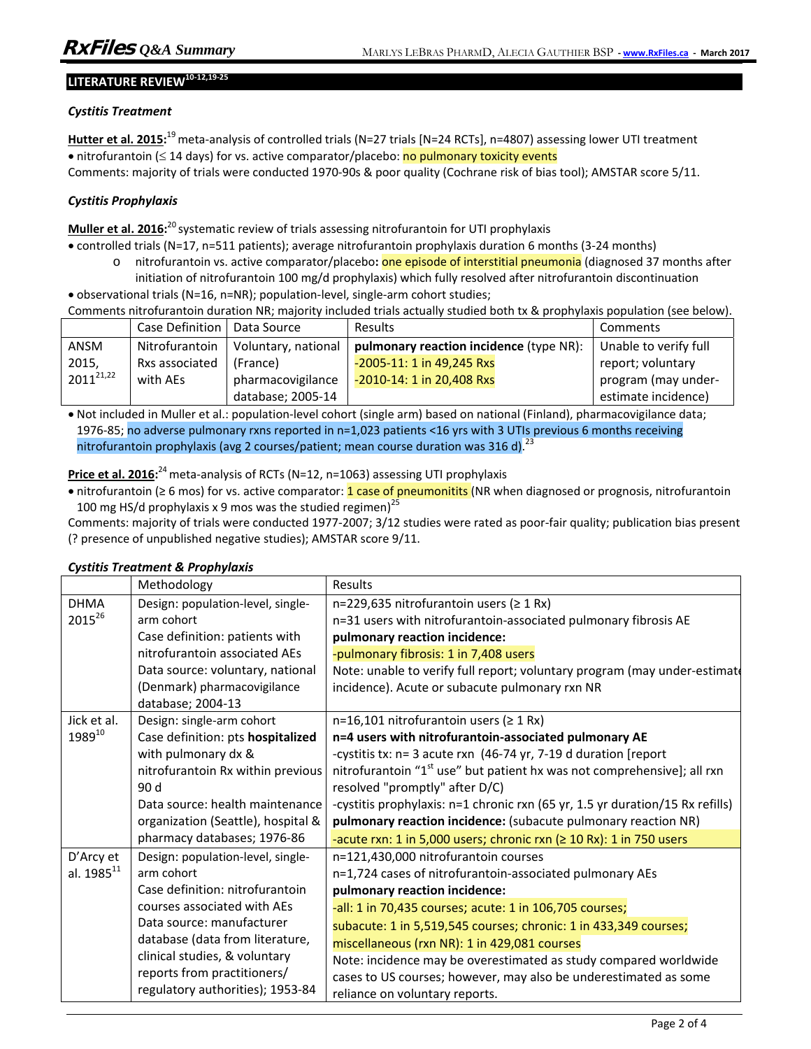## LITERATURE REVIEW[10-12,19-25]

### *Cystitis Treatment*

**Hutter et al. 2015:**[19] meta-analysis of controlled trials (N=27 trials [N=24 RCTs], n=4807) assessing lower UTI treatment

- nitrofurantoin (≤ 14 days) for vs. active comparator/placebo: no pulmonary toxicity events

Comments: majority of trials were conducted 1970-90s & poor quality (Cochrane risk of bias tool); AMSTAR score 5/11.

### *Cystitis Prophylaxis*

**Muller et al. 2016:**[20] systematic review of trials assessing nitrofurantoin for UTI prophylaxis

- controlled trials (N=17, n=511 patients); average nitrofurantoin prophylaxis duration 6 months (3-24 months)
  - o nitrofurantoin vs. active comparator/placebo**:** one episode of interstitial pneumonia (diagnosed 37 months after initiation of nitrofurantoin 100 mg/d prophylaxis) which fully resolved after nitrofurantoin discontinuation
- observational trials (N=16, n=NR); population-level, single-arm cohort studies;

Comments nitrofurantoin duration NR; majority included trials actually studied both tx & prophylaxis population (see below).

| | Case Definition | Data Source | Results | Comments |
|---|---|---|---|---|
| ANSM 2015, 2011[21,22] | Nitrofurantoin Rxs associated with AEs | Voluntary, national (France) pharmacovigilance database; 2005-14 | **pulmonary reaction incidence** (type NR): -2005-11: 1 in 49,245 Rxs -2010-14: 1 in 20,408 Rxs | Unable to verify full report; voluntary program (may under-estimate incidence) |

- Not included in Muller et al.: population-level cohort (single arm) based on national (Finland), pharmacovigilance data; 1976-85; no adverse pulmonary rxns reported in n=1,023 patients <16 yrs with 3 UTIs previous 6 months receiving nitrofurantoin prophylaxis (avg 2 courses/patient; mean course duration was 316 d).[23]

**Price et al. 2016:**[24] meta-analysis of RCTs (N=12, n=1063) assessing UTI prophylaxis

- nitrofurantoin (≥ 6 mos) for vs. active comparator: 1 case of pneumonitits (NR when diagnosed or prognosis, nitrofurantoin 100 mg HS/d prophylaxis x 9 mos was the studied regimen)[25]

Comments: majority of trials were conducted 1977-2007; 3/12 studies were rated as poor-fair quality; publication bias present (? presence of unpublished negative studies); AMSTAR score 9/11.

### *Cystitis Treatment & Prophylaxis*

| | Methodology | Results |
|---|---|---|
| DHMA 2015[26] | Design: population-level, single-arm cohort<br>Case definition: patients with nitrofurantoin associated AEs<br>Data source: voluntary, national (Denmark) pharmacovigilance database; 2004-13 | n=229,635 nitrofurantoin users (≥ 1 Rx)<br>n=31 users with nitrofurantoin-associated pulmonary fibrosis AE<br>**pulmonary reaction incidence:**<br>-pulmonary fibrosis: 1 in 7,408 users<br>Note: unable to verify full report; voluntary program (may under-estimate incidence). Acute or subacute pulmonary rxn NR |
| Jick et al. 1989[10] | Design: single-arm cohort<br>Case definition: pts **hospitalized** with pulmonary dx & nitrofurantoin Rx within previous 90 d<br>Data source: health maintenance organization (Seattle), hospital & pharmacy databases; 1976-86 | n=16,101 nitrofurantoin users (≥ 1 Rx)<br>**n=4 users with nitrofurantoin-associated pulmonary AE**<br>-cystitis tx: n= 3 acute rxn (46-74 yr, 7-19 d duration [report nitrofurantoin "1st use" but patient hx was not comprehensive]; all rxn resolved "promptly" after D/C)<br>-cystitis prophylaxis: n=1 chronic rxn (65 yr, 1.5 yr duration/15 Rx refills)<br>**pulmonary reaction incidence:** (subacute pulmonary reaction NR)<br>-acute rxn: 1 in 5,000 users; chronic rxn (≥ 10 Rx): 1 in 750 users |
| D'Arcy et al. 1985[11] | Design: population-level, single-arm cohort<br>Case definition: nitrofurantoin courses associated with AEs<br>Data source: manufacturer database (data from literature, clinical studies, & voluntary reports from practitioners/ regulatory authorities); 1953-84 | n=121,430,000 nitrofurantoin courses<br>n=1,724 cases of nitrofurantoin-associated pulmonary AEs<br>**pulmonary reaction incidence:**<br>-all: 1 in 70,435 courses; acute: 1 in 106,705 courses;<br>subacute: 1 in 5,519,545 courses; chronic: 1 in 433,349 courses;<br>miscellaneous (rxn NR): 1 in 429,081 courses<br>Note: incidence may be overestimated as study compared worldwide cases to US courses; however, may also be underestimated as some reliance on voluntary reports. |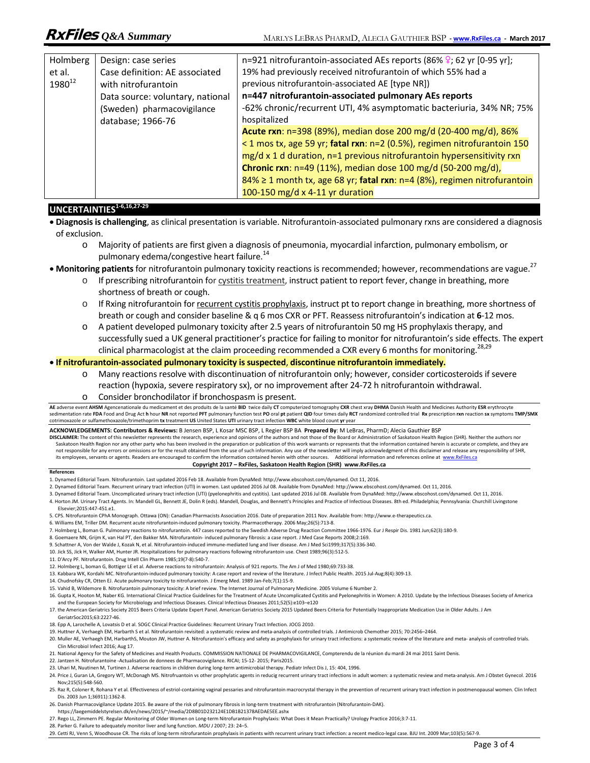| Holmberg et al. 1980[12] | Design: case series<br>Case definition: AE associated with nitrofurantoin<br>Data source: voluntary, national (Sweden) pharmacovigilance database; 1966-76 | n=921 nitrofurantoin-associated AEs reports (86% ♀; 62 yr [0-95 yr]; 19% had previously received nitrofurantoin of which 55% had a previous nitrofurantoin-associated AE [type NR])<br>**n=447 nitrofurantoin-associated pulmonary AEs reports**<br>-62% chronic/recurrent UTI, 4% asymptomatic bacteriuria, 34% NR; 75% hospitalized<br>**Acute rxn**: n=398 (89%), median dose 200 mg/d (20-400 mg/d), 86% < 1 mos tx, age 59 yr; **fatal rxn**: n=2 (0.5%), regimen nitrofurantoin 150 mg/d x 1 d duration, n=1 previous nitrofurantoin hypersensitivity rxn<br>**Chronic rxn**: n=49 (11%), median dose 100 mg/d (50-200 mg/d), 84% ≥ 1 month tx, age 68 yr; **fatal rxn**: n=4 (8%), regimen nitrofurantoin 100-150 mg/d x 4-11 yr duration |
|---|---|---|

## UNCERTAINTIES[1-6,16,27-29]

- **Diagnosis is challenging**, as clinical presentation is variable. Nitrofurantoin-associated pulmonary rxns are considered a diagnosis of exclusion.
  - Majority of patients are first given a diagnosis of pneumonia, myocardial infarction, pulmonary embolism, or pulmonary edema/congestive heart failure.[14]
- **Monitoring patients** for nitrofurantoin pulmonary toxicity reactions is recommended; however, recommendations are vague.[27]
  - If prescribing nitrofurantoin for cystitis treatment, instruct patient to report fever, change in breathing, more shortness of breath or cough.
  - If Rxing nitrofurantoin for recurrent cystitis prophylaxis, instruct pt to report change in breathing, more shortness of breath or cough and consider baseline & q 6 mos CXR or PFT. Reassess nitrofurantoin's indication at **6**-12 mos.
  - A patient developed pulmonary toxicity after 2.5 years of nitrofurantoin 50 mg HS prophylaxis therapy, and successfully sued a UK general practitioner's practice for failing to monitor for nitrofurantoin's side effects. The expert clinical pharmacologist at the claim proceeding recommended a CXR every 6 months for monitoring.[28,29]
- **If nitrofurantoin-associated pulmonary toxicity is suspected**, **discontinue nitrofurantoin immediately.**
  - Many reactions resolve with discontinuation of nitrofurantoin only; however, consider corticosteroids if severe reaction (hypoxia, severe respiratory sx), or no improvement after 24-72 h nitrofurantoin withdrawal.
  - Consider bronchodilator if bronchospasm is present.

**AE** adverse event **AHSM** Agencenationale du medicament et des produits de la santé **BID** twice daily **CT** computerized tomography **CXR** chest xray **DHMA** Danish Health and Medicines Authority **ESR** erythrocyte sedimentation rate **FDA** Food and Drug Act **h** hour **NR** not reported **PFT** pulmonary function test **PO** oral **pt** patient **QID** four times daily **RCT** randomized controlled trial **Rx** prescription **rxn** reaction **sx** symptoms **TMP/SMX** cotrimoxazole or sulfamethoxazole/trimethoprim **tx** treatment **US** United States **UTI** urinary tract infection **WBC** white blood count **yr** year

**ACKNOWLEDGEMENTS: Contributors & Reviews:** B Jensen BSP, L Kosar MSC BSP, L Regier BSP BA **Prepared By**: M LeBras, PharmD; Alecia Gauthier BSP

**DISCLAIMER:** The content of this newsletter represents the research, experience and opinions of the authors and not those of the Board or Administration of Saskatoon Health Region (SHR). Neither the authors nor Saskatoon Health Region nor any other party who has been involved in the preparation or publication of this work warrants or represents that the information contained herein is accurate or complete, and they are not responsible for any errors or omissions or for the result obtained from the use of such information. Any use of the newsletter will imply acknowledgment of this disclaimer and release any responsibility of SHR, its employees, servants or agents. Readers are encouraged to confirm the information contained herein with other sources. Additional information and references online at www.RxFiles.ca

**Copyright 2017 – RxFiles, Saskatoon Health Region (SHR) www.RxFiles.ca**

**References**

1. Dynamed Editorial Team. Nitrofurantoin. Last updated 2016 Feb 18. Available from DynaMed: http://www.ebscohost.com/dynamed. Oct 11, 2016.
2. Dynamed Editorial Team. Recurrent urinary tract infection (UTI) in women. Last updated 2016 Jul 08. Available from DynaMed: http://www.ebscohost.com/dynamed. Oct 11, 2016.
3. Dynamed Editorial Team. Uncomplicated urinary tract infection (UTI) (pyelonephritis and cystitis). Last updated 2016 Jul 08. Available from DynaMed: http://www.ebscohost.com/dynamed. Oct 11, 2016.
4. Horton JM. Urinary Tract Agents. In: Mandell GL, Bennett JE, Dolin R (eds). Mandell, Douglas, and Bennett's Principles and Practice of Infectious Diseases. 8th ed. Philadelphia; Pennsylvania: Churchill Livingstone Elsevier;2015:447-451.e1.
5. CPS. Nitrofurantoin CPhA Monograph. Ottawa (ON): Canadian Pharmacists Association 2016. Date of preparation 2011 Nov. Available from: http://www.e-therapeutics.ca.
6. Williams EM, Triller DM. Recurrent acute nitrofurantoin-induced pulmonary toxicity. Pharmacotherapy. 2006 May;26(5):713-8.
7. Holmberg L, Boman G. Pulmonary reactions to nitrofurantoin. 447 cases reported to the Swedish Adverse Drug Reaction Committee 1966-1976. Eur J Respir Dis. 1981 Jun;62(3):180-9.
8. Goemaere NN, Grijm K, van Hal PT, den Bakker MA. Nitrofurantoin- induced pulmonary fibrosis: a case report. J Med Case Reports 2008;2:169.
9. Schattner A, Von der Walde J, Kozak N, et al. Nitrofurantoin-induced immune-mediated lung and liver disease. Am J Med Sci1999;317(5):336-340.
10. Jick SS, Jick H, Walker AM, Hunter JR. Hospitalizations for pulmonary reactions following nitrofurantoin use. Chest 1989;96(3):512-5.
11. D'Arcy PF. Nitrofurantoin. Drug Intell Clin Pharm 1985;19(7-8):540-7.
12. Holmberg L, boman G, Bottiger LE et al. Adverse reactions to nitrofurantoin: Analysis of 921 reports. The Am J of Med 1980;69:733-38.
13. Kabbara WK, Kordahi MC. Nitrofurantoin-induced pulmonary toxicity: A case report and review of the literature. J Infect Public Health. 2015 Jul-Aug;8(4):309-13.
14. Chudnofsky CR, Otten EJ. Acute pulmonary toxicity to nitrofurantoin. J Emerg Med. 1989 Jan-Feb;7(1):15-9.
15. Vahid B, Wildemore B. Nitrofurantoin pulmonary toxicity: A brief review. The Internet Journal of Pulmonary Medicine. 2005 Volume 6 Number 2.
16. Gupta K, Hooton M, Naber KG. International Clinical Practice Guidelines for the Treatment of Acute Uncomplicated Cystitis and Pyelonephritis in Women: A 2010. Update by the Infectious Diseases Society of America and the European Society for Microbiology and Infectious Diseases. Clinical Infectious Diseases 2011;52(5):e103–e120
17. the American Geriatrics Society 2015 Beers Criteria Update Expert Panel. American Geriatrics Society 2015 Updated Beers Criteria for Potentially Inappropriate Medication Use in Older Adults. J Am GeriatrSoc2015;63:2227-46.
18. Epp A, Larochelle A, Lovatsis D et al. SOGC Clinical Practice Guidelines: Recurrent Urinary Tract Infection. JOCG 2010.
19. Huttner A, Verhaegh EM, Harbarth S et al. Nitrofurantoin revisited: a systematic review and meta-analysis of controlled trials. J Antimicrob Chemother 2015; 70:2456–2464.
20. Muller AE, Verhaegh EM, HarbarthS, Mouton JW, Huttner A. Nitrofurantoin's efficacy and safety as prophylaxis for urinary tract infections: a systematic review of the literature and meta- analysis of controlled trials. Clin Microbiol Infect 2016; Aug 17.
21. National Agency for the Safety of Medicines and Health Products. COMMISSION NATIONALE DE PHARMACOVIGILANCE, Compterendu de la réunion du mardi 24 mai 2011 Saint Denis.
22. Jantzen H. Nitrofurantoine -Actualisation de donnees de Pharmacovigilance. RICAI; 15-12- 2015; Paris2015.
23. Uhari M, Nuutinen M, Turtinen J. Adverse reactions in children during long-term antimicrobial therapy. Pediatr Infect Dis J, 15: 404, 1996.
24. Price J, Guran LA, Gregory WT, McDonagh MS. Nitrofruantoin vs other prophylatic agents in reducig recurrent urinary tract infections in adult women: a systematic review and meta-analysis. Am J Obstet Gynecol. 2016 Nov;215(5):548-560.
25. Raz R, Coloner R, Rohana Y et al. Effectiveness of estriol-containing vaginal pessaries and nitrofurantoin macrocrystal therapy in the prevention of recurrent urinary tract infection in postmenopausal women. Clin Infect Dis. 2003 Jun 1;36911):1362-8.
26. Danish Pharmacovigilance Update 2015. Be aware of the risk of pulmonary fibrosis in long-term treatment with nitrofurantoin (Nitrofurantoin-DAK). https://laegemiddelstyrelsen.dk/en/news/2015/~/media/2D8B01D232124E1DB1B21378AEDAE5EE.ashx
27. Rego LL, Zimmern PE. Regular Monitoring of Older Women on Long-term Nitrofurantoin Prophylaxis: What Does it Mean Practically? Urology Practice 2016;3:7-11.
28. Parker G. Failure to adequately monitor liver and lung function. MDU J 2007; 23: 24–5.
29. Cetti RJ, Venn S, Woodhouse CR. The risks of long-term nitrofurantoin prophylaxis in patients with recurrent urinary tract infection: a recent medico-legal case. BJU Int. 2009 Mar;103(5):567-9.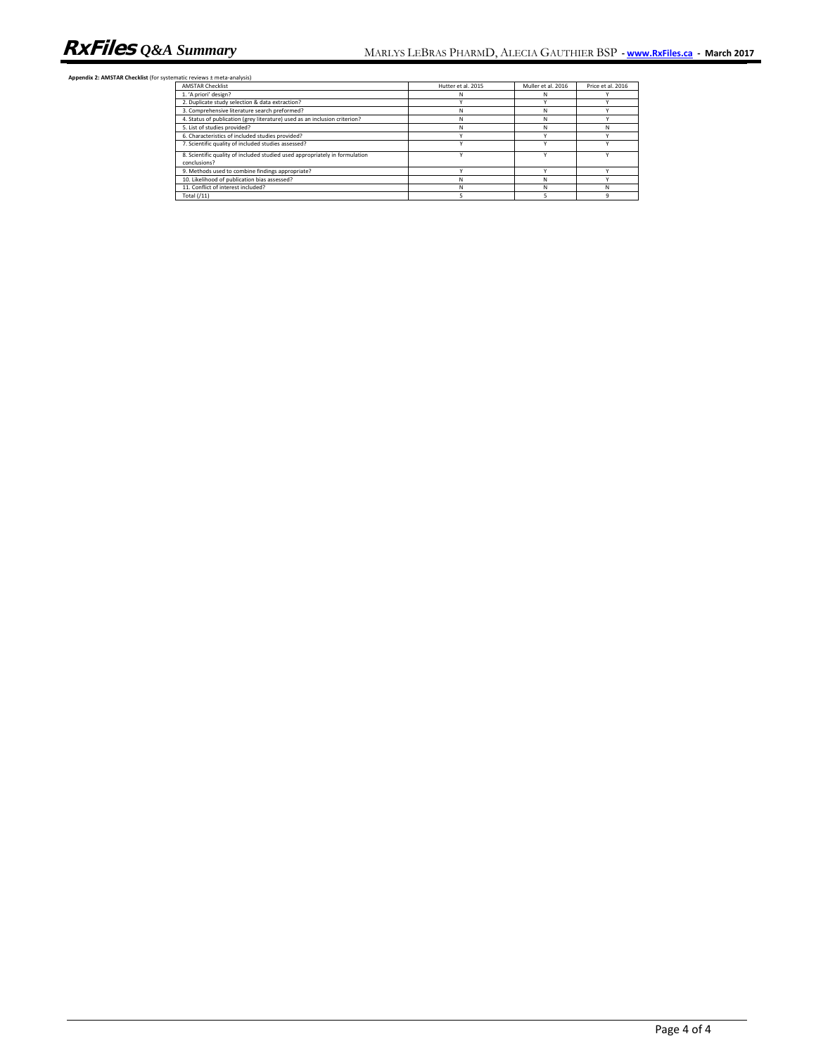**Appendix 2: AMSTAR Checklist** (for systematic reviews ± meta-analysis)

| AMSTAR Checklist | Hutter et al. 2015 | Muller et al. 2016 | Price et al. 2016 |
|---|---|---|---|
| 1. 'A priori' design? | N | N | Y |
| 2. Duplicate study selection & data extraction? | Y | Y | Y |
| 3. Comprehensive literature search preformed? | N | N | Y |
| 4. Status of publication (grey literature) used as an inclusion criterion? | N | N | Y |
| 5. List of studies provided? | N | N | N |
| 6. Characteristics of included studies provided? | Y | Y | Y |
| 7. Scientific quality of included studies assessed? | Y | Y | Y |
| 8. Scientific quality of included studied used appropriately in formulation conclusions? | Y | Y | Y |
| 9. Methods used to combine findings appropriate? | Y | Y | Y |
| 10. Likelihood of publication bias assessed? | N | N | Y |
| 11. Conflict of interest included? | N | N | N |
| Total (/11) | 5 | 5 | 9 |